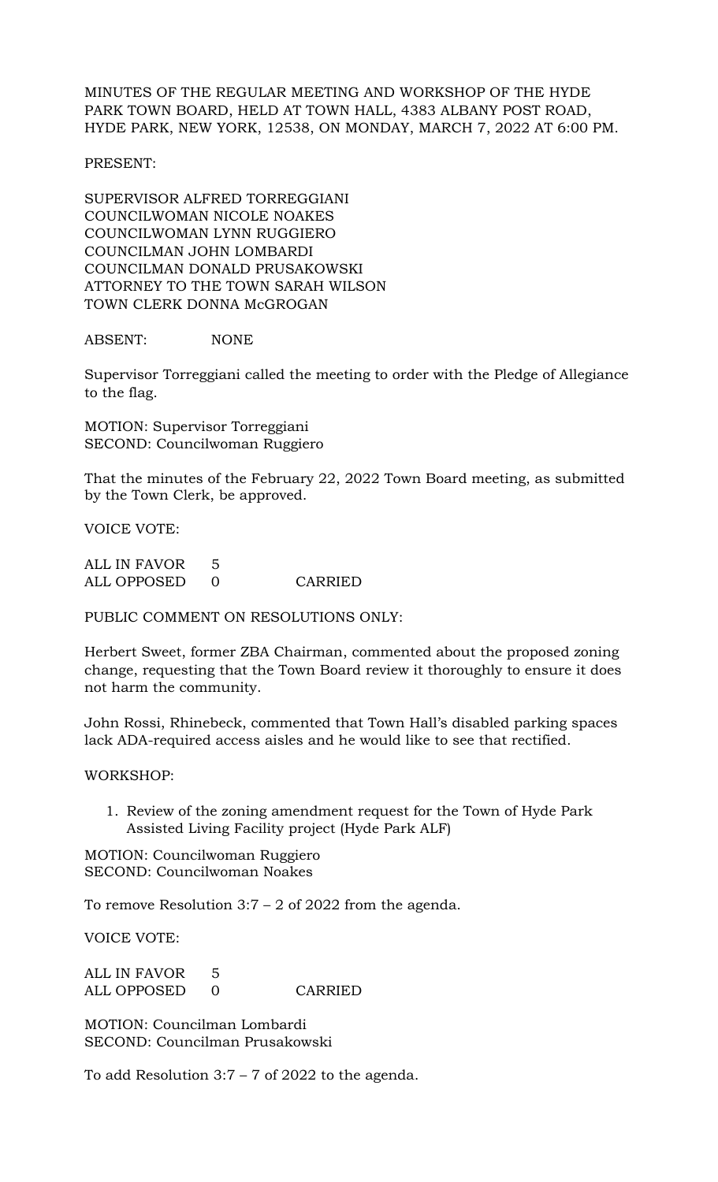MINUTES OF THE REGULAR MEETING AND WORKSHOP OF THE HYDE PARK TOWN BOARD, HELD AT TOWN HALL, 4383 ALBANY POST ROAD, HYDE PARK, NEW YORK, 12538, ON MONDAY, MARCH 7, 2022 AT 6:00 PM.

PRESENT:

SUPERVISOR ALFRED TORREGGIANI
COUNCILWOMAN NICOLE NOAKES
COUNCILWOMAN LYNN RUGGIERO
COUNCILMAN JOHN LOMBARDI
COUNCILMAN DONALD PRUSAKOWSKI
ATTORNEY TO THE TOWN SARAH WILSON
TOWN CLERK DONNA McGROGAN

ABSENT: NONE

Supervisor Torreggiani called the meeting to order with the Pledge of Allegiance to the flag.

MOTION: Supervisor Torreggiani
SECOND: Councilwoman Ruggiero

That the minutes of the February 22, 2022 Town Board meeting, as submitted by the Town Clerk, be approved.

VOICE VOTE:

ALL IN FAVOR 5
ALL OPPOSED 0 CARRIED

PUBLIC COMMENT ON RESOLUTIONS ONLY:

Herbert Sweet, former ZBA Chairman, commented about the proposed zoning change, requesting that the Town Board review it thoroughly to ensure it does not harm the community.

John Rossi, Rhinebeck, commented that Town Hall's disabled parking spaces lack ADA-required access aisles and he would like to see that rectified.

WORKSHOP:

1. Review of the zoning amendment request for the Town of Hyde Park Assisted Living Facility project (Hyde Park ALF)

MOTION: Councilwoman Ruggiero
SECOND: Councilwoman Noakes

To remove Resolution 3:7 – 2 of 2022 from the agenda.

VOICE VOTE:

ALL IN FAVOR 5
ALL OPPOSED 0 CARRIED

MOTION: Councilman Lombardi
SECOND: Councilman Prusakowski

To add Resolution 3:7 – 7 of 2022 to the agenda.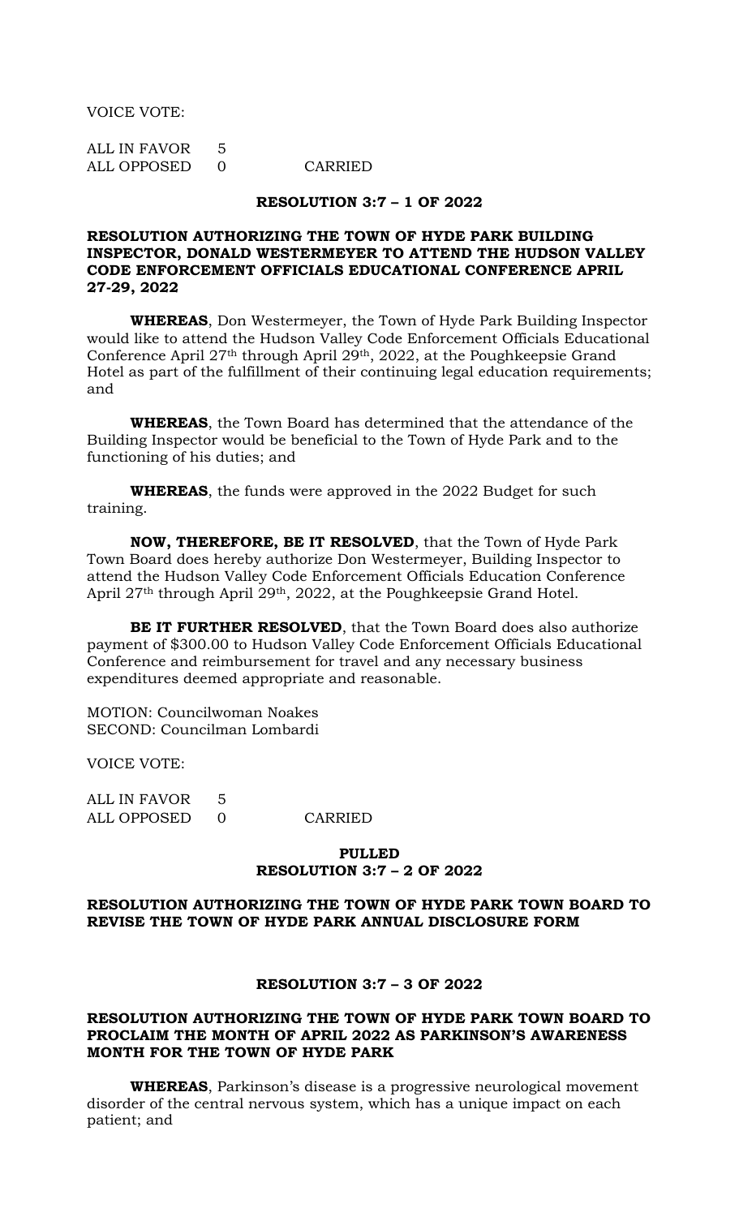VOICE VOTE:

| ALL IN FAVOR | 5 | |
|---|---|---|
| ALL OPPOSED | 0 | CARRIED |

**RESOLUTION 3:7 – 1 OF 2022**

**RESOLUTION AUTHORIZING THE TOWN OF HYDE PARK BUILDING INSPECTOR, DONALD WESTERMEYER TO ATTEND THE HUDSON VALLEY CODE ENFORCEMENT OFFICIALS EDUCATIONAL CONFERENCE APRIL 27-29, 2022**

**WHEREAS**, Don Westermeyer, the Town of Hyde Park Building Inspector would like to attend the Hudson Valley Code Enforcement Officials Educational Conference April 27th through April 29th, 2022, at the Poughkeepsie Grand Hotel as part of the fulfillment of their continuing legal education requirements; and

**WHEREAS**, the Town Board has determined that the attendance of the Building Inspector would be beneficial to the Town of Hyde Park and to the functioning of his duties; and

**WHEREAS**, the funds were approved in the 2022 Budget for such training.

**NOW, THEREFORE, BE IT RESOLVED**, that the Town of Hyde Park Town Board does hereby authorize Don Westermeyer, Building Inspector to attend the Hudson Valley Code Enforcement Officials Education Conference April 27th through April 29th, 2022, at the Poughkeepsie Grand Hotel.

**BE IT FURTHER RESOLVED**, that the Town Board does also authorize payment of $300.00 to Hudson Valley Code Enforcement Officials Educational Conference and reimbursement for travel and any necessary business expenditures deemed appropriate and reasonable.

MOTION: Councilwoman Noakes
SECOND: Councilman Lombardi

VOICE VOTE:

| ALL IN FAVOR | 5 | |
|---|---|---|
| ALL OPPOSED | 0 | CARRIED |

**PULLED**
**RESOLUTION 3:7 – 2 OF 2022**

**RESOLUTION AUTHORIZING THE TOWN OF HYDE PARK TOWN BOARD TO REVISE THE TOWN OF HYDE PARK ANNUAL DISCLOSURE FORM**

**RESOLUTION 3:7 – 3 OF 2022**

**RESOLUTION AUTHORIZING THE TOWN OF HYDE PARK TOWN BOARD TO PROCLAIM THE MONTH OF APRIL 2022 AS PARKINSON'S AWARENESS MONTH FOR THE TOWN OF HYDE PARK**

**WHEREAS**, Parkinson's disease is a progressive neurological movement disorder of the central nervous system, which has a unique impact on each patient; and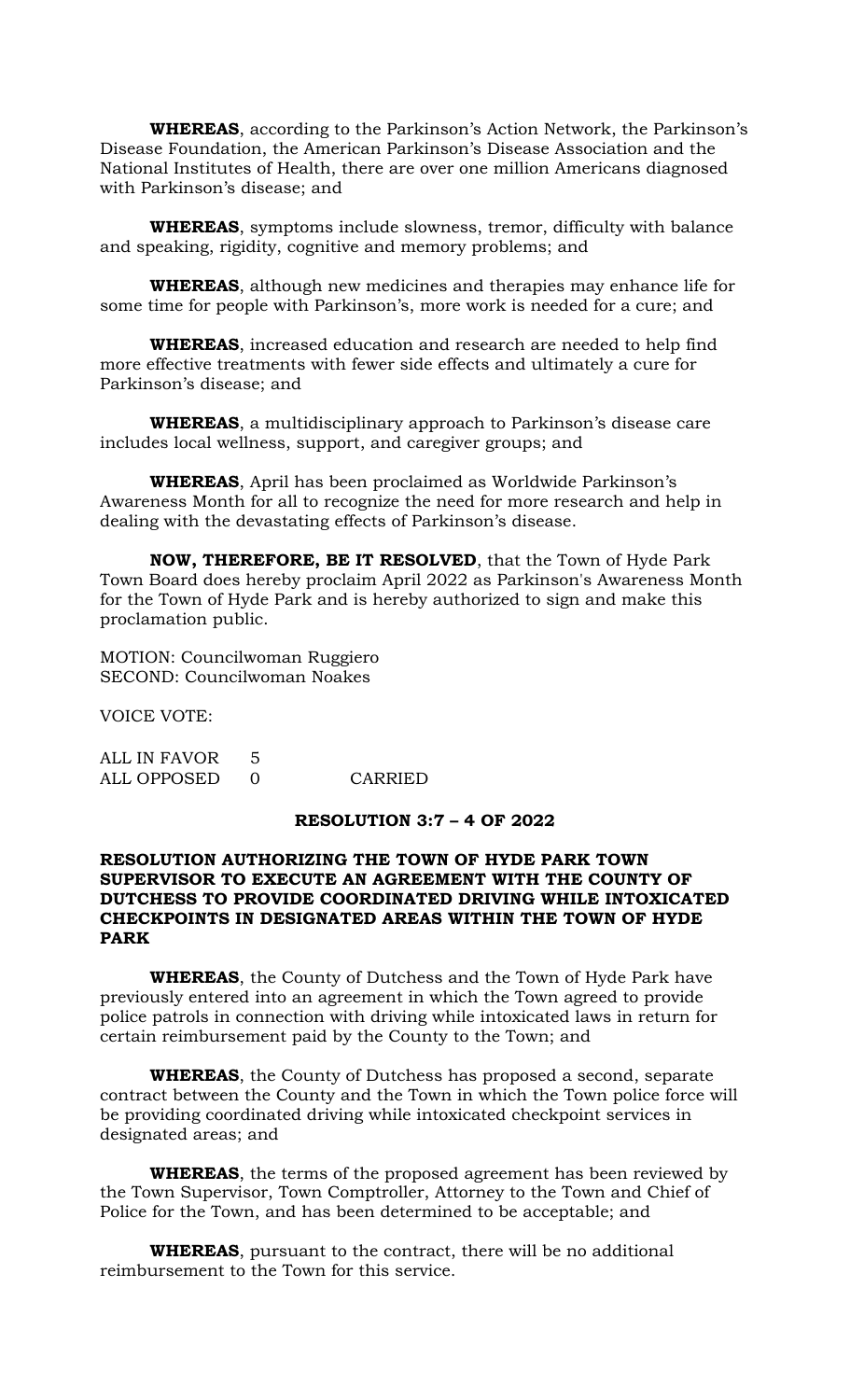**WHEREAS**, according to the Parkinson's Action Network, the Parkinson's Disease Foundation, the American Parkinson's Disease Association and the National Institutes of Health, there are over one million Americans diagnosed with Parkinson's disease; and

**WHEREAS**, symptoms include slowness, tremor, difficulty with balance and speaking, rigidity, cognitive and memory problems; and

**WHEREAS**, although new medicines and therapies may enhance life for some time for people with Parkinson's, more work is needed for a cure; and

**WHEREAS**, increased education and research are needed to help find more effective treatments with fewer side effects and ultimately a cure for Parkinson's disease; and

**WHEREAS**, a multidisciplinary approach to Parkinson's disease care includes local wellness, support, and caregiver groups; and

**WHEREAS**, April has been proclaimed as Worldwide Parkinson's Awareness Month for all to recognize the need for more research and help in dealing with the devastating effects of Parkinson's disease.

**NOW, THEREFORE, BE IT RESOLVED**, that the Town of Hyde Park Town Board does hereby proclaim April 2022 as Parkinson's Awareness Month for the Town of Hyde Park and is hereby authorized to sign and make this proclamation public.

MOTION: Councilwoman Ruggiero
SECOND: Councilwoman Noakes

VOICE VOTE:

ALL IN FAVOR 5
ALL OPPOSED 0 CARRIED

**RESOLUTION 3:7 – 4 OF 2022**

**RESOLUTION AUTHORIZING THE TOWN OF HYDE PARK TOWN SUPERVISOR TO EXECUTE AN AGREEMENT WITH THE COUNTY OF DUTCHESS TO PROVIDE COORDINATED DRIVING WHILE INTOXICATED CHECKPOINTS IN DESIGNATED AREAS WITHIN THE TOWN OF HYDE PARK**

**WHEREAS**, the County of Dutchess and the Town of Hyde Park have previously entered into an agreement in which the Town agreed to provide police patrols in connection with driving while intoxicated laws in return for certain reimbursement paid by the County to the Town; and

**WHEREAS**, the County of Dutchess has proposed a second, separate contract between the County and the Town in which the Town police force will be providing coordinated driving while intoxicated checkpoint services in designated areas; and

**WHEREAS**, the terms of the proposed agreement has been reviewed by the Town Supervisor, Town Comptroller, Attorney to the Town and Chief of Police for the Town, and has been determined to be acceptable; and

**WHEREAS**, pursuant to the contract, there will be no additional reimbursement to the Town for this service.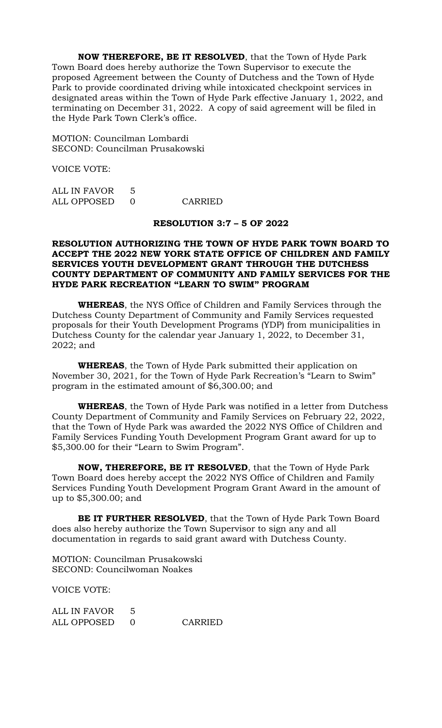**NOW THEREFORE, BE IT RESOLVED**, that the Town of Hyde Park Town Board does hereby authorize the Town Supervisor to execute the proposed Agreement between the County of Dutchess and the Town of Hyde Park to provide coordinated driving while intoxicated checkpoint services in designated areas within the Town of Hyde Park effective January 1, 2022, and terminating on December 31, 2022. A copy of said agreement will be filed in the Hyde Park Town Clerk's office.

MOTION: Councilman Lombardi
SECOND: Councilman Prusakowski

VOICE VOTE:

ALL IN FAVOR 5
ALL OPPOSED 0 CARRIED

**RESOLUTION 3:7 – 5 OF 2022**

**RESOLUTION AUTHORIZING THE TOWN OF HYDE PARK TOWN BOARD TO ACCEPT THE 2022 NEW YORK STATE OFFICE OF CHILDREN AND FAMILY SERVICES YOUTH DEVELOPMENT GRANT THROUGH THE DUTCHESS COUNTY DEPARTMENT OF COMMUNITY AND FAMILY SERVICES FOR THE HYDE PARK RECREATION "LEARN TO SWIM" PROGRAM**

**WHEREAS**, the NYS Office of Children and Family Services through the Dutchess County Department of Community and Family Services requested proposals for their Youth Development Programs (YDP) from municipalities in Dutchess County for the calendar year January 1, 2022, to December 31, 2022; and

**WHEREAS**, the Town of Hyde Park submitted their application on November 30, 2021, for the Town of Hyde Park Recreation's "Learn to Swim" program in the estimated amount of $6,300.00; and

**WHEREAS**, the Town of Hyde Park was notified in a letter from Dutchess County Department of Community and Family Services on February 22, 2022, that the Town of Hyde Park was awarded the 2022 NYS Office of Children and Family Services Funding Youth Development Program Grant award for up to $5,300.00 for their "Learn to Swim Program".

**NOW, THEREFORE, BE IT RESOLVED**, that the Town of Hyde Park Town Board does hereby accept the 2022 NYS Office of Children and Family Services Funding Youth Development Program Grant Award in the amount of up to $5,300.00; and

**BE IT FURTHER RESOLVED**, that the Town of Hyde Park Town Board does also hereby authorize the Town Supervisor to sign any and all documentation in regards to said grant award with Dutchess County.

MOTION: Councilman Prusakowski
SECOND: Councilwoman Noakes

VOICE VOTE:

ALL IN FAVOR 5
ALL OPPOSED 0 CARRIED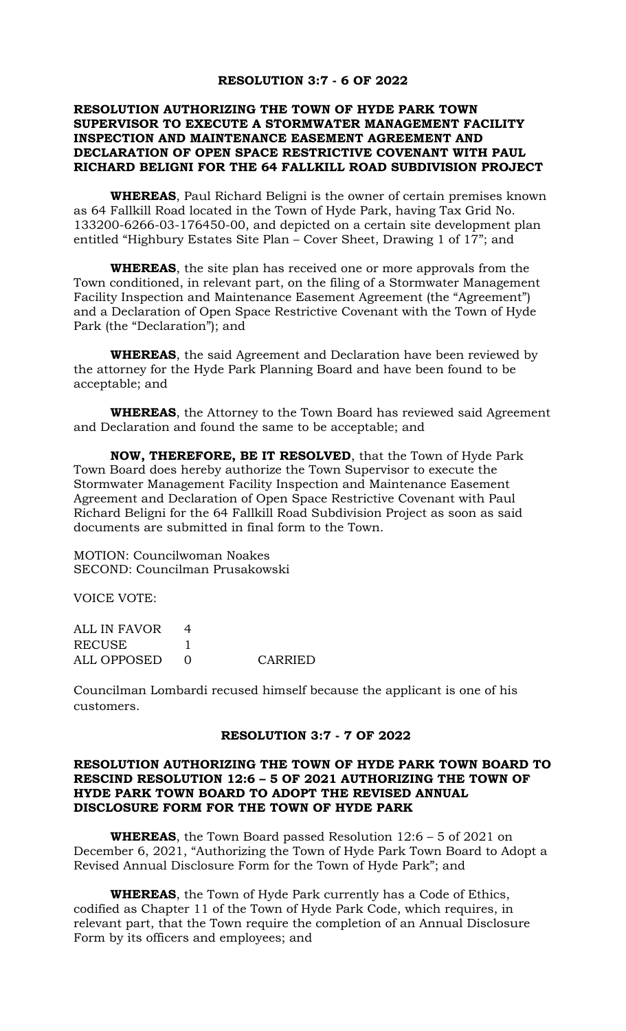## RESOLUTION 3:7 - 6 OF 2022

### RESOLUTION AUTHORIZING THE TOWN OF HYDE PARK TOWN SUPERVISOR TO EXECUTE A STORMWATER MANAGEMENT FACILITY INSPECTION AND MAINTENANCE EASEMENT AGREEMENT AND DECLARATION OF OPEN SPACE RESTRICTIVE COVENANT WITH PAUL RICHARD BELIGNI FOR THE 64 FALLKILL ROAD SUBDIVISION PROJECT

**WHEREAS**, Paul Richard Beligni is the owner of certain premises known as 64 Fallkill Road located in the Town of Hyde Park, having Tax Grid No. 133200-6266-03-176450-00, and depicted on a certain site development plan entitled "Highbury Estates Site Plan – Cover Sheet, Drawing 1 of 17"; and

**WHEREAS**, the site plan has received one or more approvals from the Town conditioned, in relevant part, on the filing of a Stormwater Management Facility Inspection and Maintenance Easement Agreement (the "Agreement") and a Declaration of Open Space Restrictive Covenant with the Town of Hyde Park (the "Declaration"); and

**WHEREAS**, the said Agreement and Declaration have been reviewed by the attorney for the Hyde Park Planning Board and have been found to be acceptable; and

**WHEREAS**, the Attorney to the Town Board has reviewed said Agreement and Declaration and found the same to be acceptable; and

**NOW, THEREFORE, BE IT RESOLVED**, that the Town of Hyde Park Town Board does hereby authorize the Town Supervisor to execute the Stormwater Management Facility Inspection and Maintenance Easement Agreement and Declaration of Open Space Restrictive Covenant with Paul Richard Beligni for the 64 Fallkill Road Subdivision Project as soon as said documents are submitted in final form to the Town.

MOTION: Councilwoman Noakes
SECOND: Councilman Prusakowski

VOICE VOTE:

| | | |
|---|---|---|
| ALL IN FAVOR | 4 | |
| RECUSE | 1 | |
| ALL OPPOSED | 0 | CARRIED |

Councilman Lombardi recused himself because the applicant is one of his customers.

## RESOLUTION 3:7 - 7 OF 2022

### RESOLUTION AUTHORIZING THE TOWN OF HYDE PARK TOWN BOARD TO RESCIND RESOLUTION 12:6 – 5 OF 2021 AUTHORIZING THE TOWN OF HYDE PARK TOWN BOARD TO ADOPT THE REVISED ANNUAL DISCLOSURE FORM FOR THE TOWN OF HYDE PARK

**WHEREAS**, the Town Board passed Resolution 12:6 – 5 of 2021 on December 6, 2021, "Authorizing the Town of Hyde Park Town Board to Adopt a Revised Annual Disclosure Form for the Town of Hyde Park"; and

**WHEREAS**, the Town of Hyde Park currently has a Code of Ethics, codified as Chapter 11 of the Town of Hyde Park Code, which requires, in relevant part, that the Town require the completion of an Annual Disclosure Form by its officers and employees; and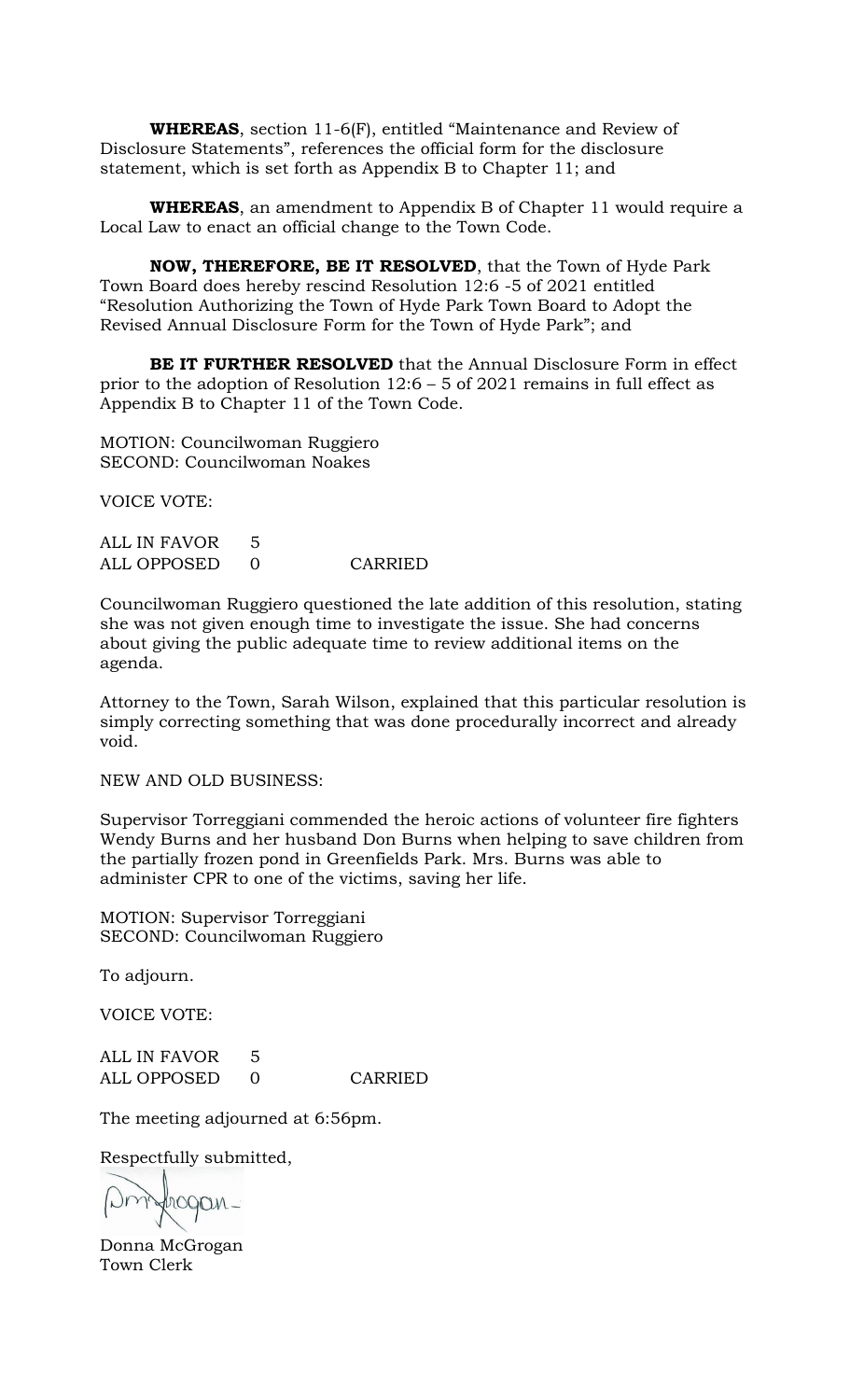**WHEREAS**, section 11-6(F), entitled "Maintenance and Review of Disclosure Statements", references the official form for the disclosure statement, which is set forth as Appendix B to Chapter 11; and

**WHEREAS**, an amendment to Appendix B of Chapter 11 would require a Local Law to enact an official change to the Town Code.

**NOW, THEREFORE, BE IT RESOLVED**, that the Town of Hyde Park Town Board does hereby rescind Resolution 12:6 -5 of 2021 entitled "Resolution Authorizing the Town of Hyde Park Town Board to Adopt the Revised Annual Disclosure Form for the Town of Hyde Park"; and

**BE IT FURTHER RESOLVED** that the Annual Disclosure Form in effect prior to the adoption of Resolution 12:6 – 5 of 2021 remains in full effect as Appendix B to Chapter 11 of the Town Code.

MOTION: Councilwoman Ruggiero
SECOND: Councilwoman Noakes

VOICE VOTE:

ALL IN FAVOR 5
ALL OPPOSED 0 CARRIED

Councilwoman Ruggiero questioned the late addition of this resolution, stating she was not given enough time to investigate the issue. She had concerns about giving the public adequate time to review additional items on the agenda.

Attorney to the Town, Sarah Wilson, explained that this particular resolution is simply correcting something that was done procedurally incorrect and already void.

NEW AND OLD BUSINESS:

Supervisor Torreggiani commended the heroic actions of volunteer fire fighters Wendy Burns and her husband Don Burns when helping to save children from the partially frozen pond in Greenfields Park. Mrs. Burns was able to administer CPR to one of the victims, saving her life.

MOTION: Supervisor Torreggiani
SECOND: Councilwoman Ruggiero

To adjourn.

VOICE VOTE:

ALL IN FAVOR 5
ALL OPPOSED 0 CARRIED

The meeting adjourned at 6:56pm.

Respectfully submitted,

Donna McGrogan
Town Clerk